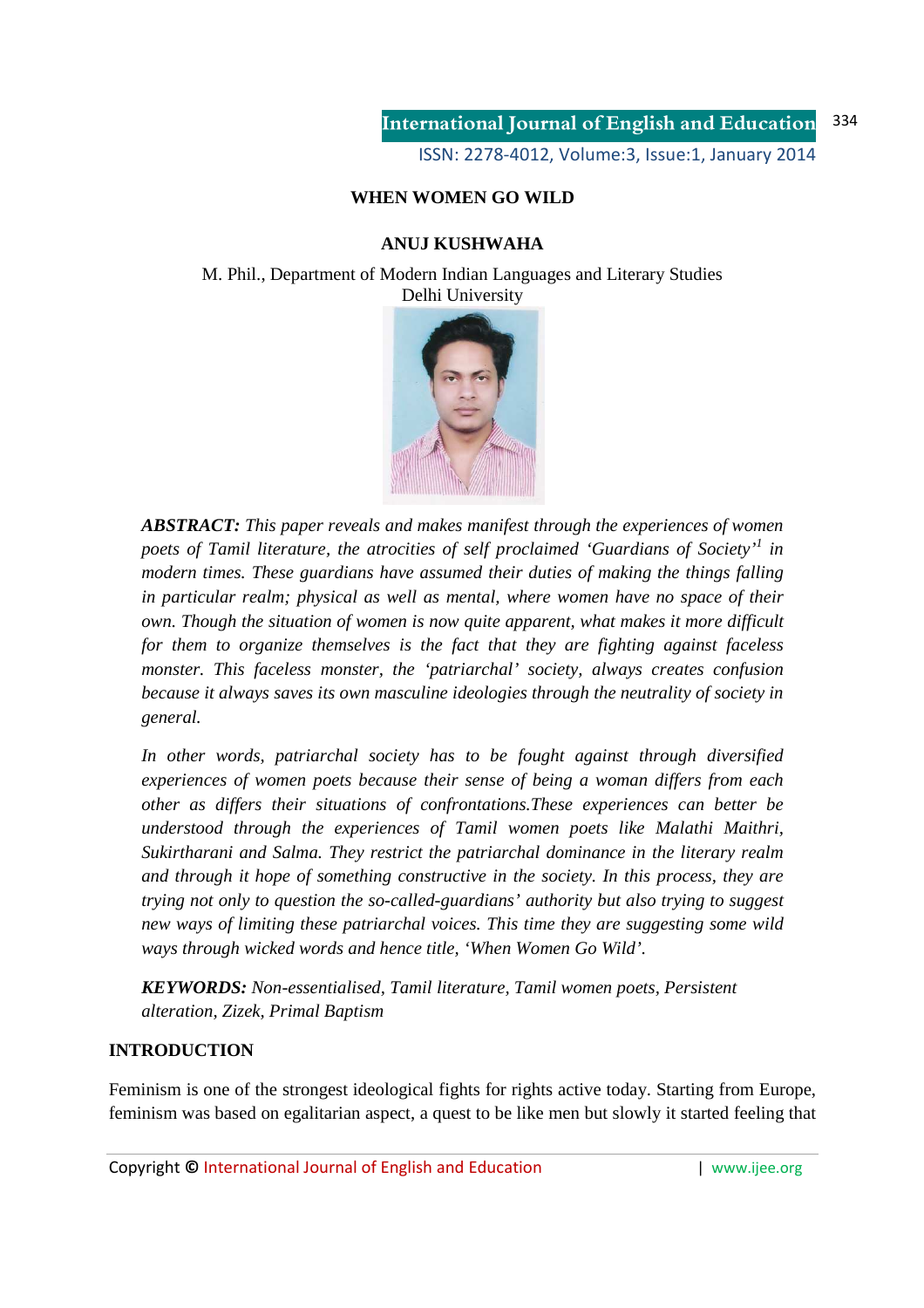# WHEN WOMEN GO WILD

**ANUJ KUSHWAHA**

M. Phil., Department of Modern Indian Languages and Literary Studies
Delhi University

***ABSTRACT:*** *This paper reveals and makes manifest through the experiences of women poets of Tamil literature, the atrocities of self proclaimed 'Guardians of Society'*[1] *in modern times. These guardians have assumed their duties of making the things falling in particular realm; physical as well as mental, where women have no space of their own. Though the situation of women is now quite apparent, what makes it more difficult for them to organize themselves is the fact that they are fighting against faceless monster. This faceless monster, the 'patriarchal' society, always creates confusion because it always saves its own masculine ideologies through the neutrality of society in general.*

*In other words, patriarchal society has to be fought against through diversified experiences of women poets because their sense of being a woman differs from each other as differs their situations of confrontations.These experiences can better be understood through the experiences of Tamil women poets like Malathi Maithri, Sukirtharani and Salma. They restrict the patriarchal dominance in the literary realm and through it hope of something constructive in the society. In this process, they are trying not only to question the so-called-guardians' authority but also trying to suggest new ways of limiting these patriarchal voices. This time they are suggesting some wild ways through wicked words and hence title, 'When Women Go Wild'.*

***KEYWORDS:*** *Non-essentialised, Tamil literature, Tamil women poets, Persistent alteration, Zizek, Primal Baptism*

## INTRODUCTION

Feminism is one of the strongest ideological fights for rights active today. Starting from Europe, feminism was based on egalitarian aspect, a quest to be like men but slowly it started feeling that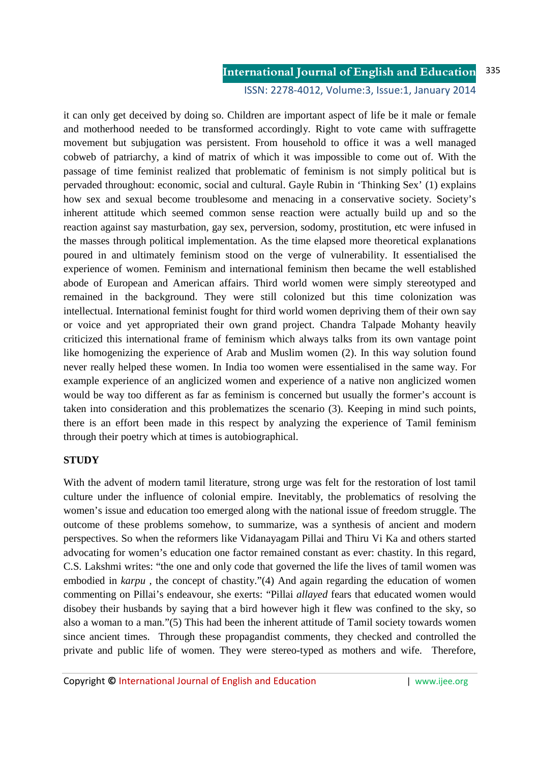it can only get deceived by doing so. Children are important aspect of life be it male or female and motherhood needed to be transformed accordingly. Right to vote came with suffragette movement but subjugation was persistent. From household to office it was a well managed cobweb of patriarchy, a kind of matrix of which it was impossible to come out of. With the passage of time feminist realized that problematic of feminism is not simply political but is pervaded throughout: economic, social and cultural. Gayle Rubin in 'Thinking Sex' (1) explains how sex and sexual become troublesome and menacing in a conservative society. Society's inherent attitude which seemed common sense reaction were actually build up and so the reaction against say masturbation, gay sex, perversion, sodomy, prostitution, etc were infused in the masses through political implementation. As the time elapsed more theoretical explanations poured in and ultimately feminism stood on the verge of vulnerability. It essentialised the experience of women. Feminism and international feminism then became the well established abode of European and American affairs. Third world women were simply stereotyped and remained in the background. They were still colonized but this time colonization was intellectual. International feminist fought for third world women depriving them of their own say or voice and yet appropriated their own grand project. Chandra Talpade Mohanty heavily criticized this international frame of feminism which always talks from its own vantage point like homogenizing the experience of Arab and Muslim women (2). In this way solution found never really helped these women. In India too women were essentialised in the same way. For example experience of an anglicized women and experience of a native non anglicized women would be way too different as far as feminism is concerned but usually the former's account is taken into consideration and this problematizes the scenario (3). Keeping in mind such points, there is an effort been made in this respect by analyzing the experience of Tamil feminism through their poetry which at times is autobiographical.

## STUDY

With the advent of modern tamil literature, strong urge was felt for the restoration of lost tamil culture under the influence of colonial empire. Inevitably, the problematics of resolving the women's issue and education too emerged along with the national issue of freedom struggle. The outcome of these problems somehow, to summarize, was a synthesis of ancient and modern perspectives. So when the reformers like Vidanayagam Pillai and Thiru Vi Ka and others started advocating for women's education one factor remained constant as ever: chastity. In this regard, C.S. Lakshmi writes: "the one and only code that governed the life the lives of tamil women was embodied in *karpu* , the concept of chastity."(4) And again regarding the education of women commenting on Pillai's endeavour, she exerts: "Pillai *allayed* fears that educated women would disobey their husbands by saying that a bird however high it flew was confined to the sky, so also a woman to a man."(5) This had been the inherent attitude of Tamil society towards women since ancient times. Through these propagandist comments, they checked and controlled the private and public life of women. They were stereo-typed as mothers and wife. Therefore,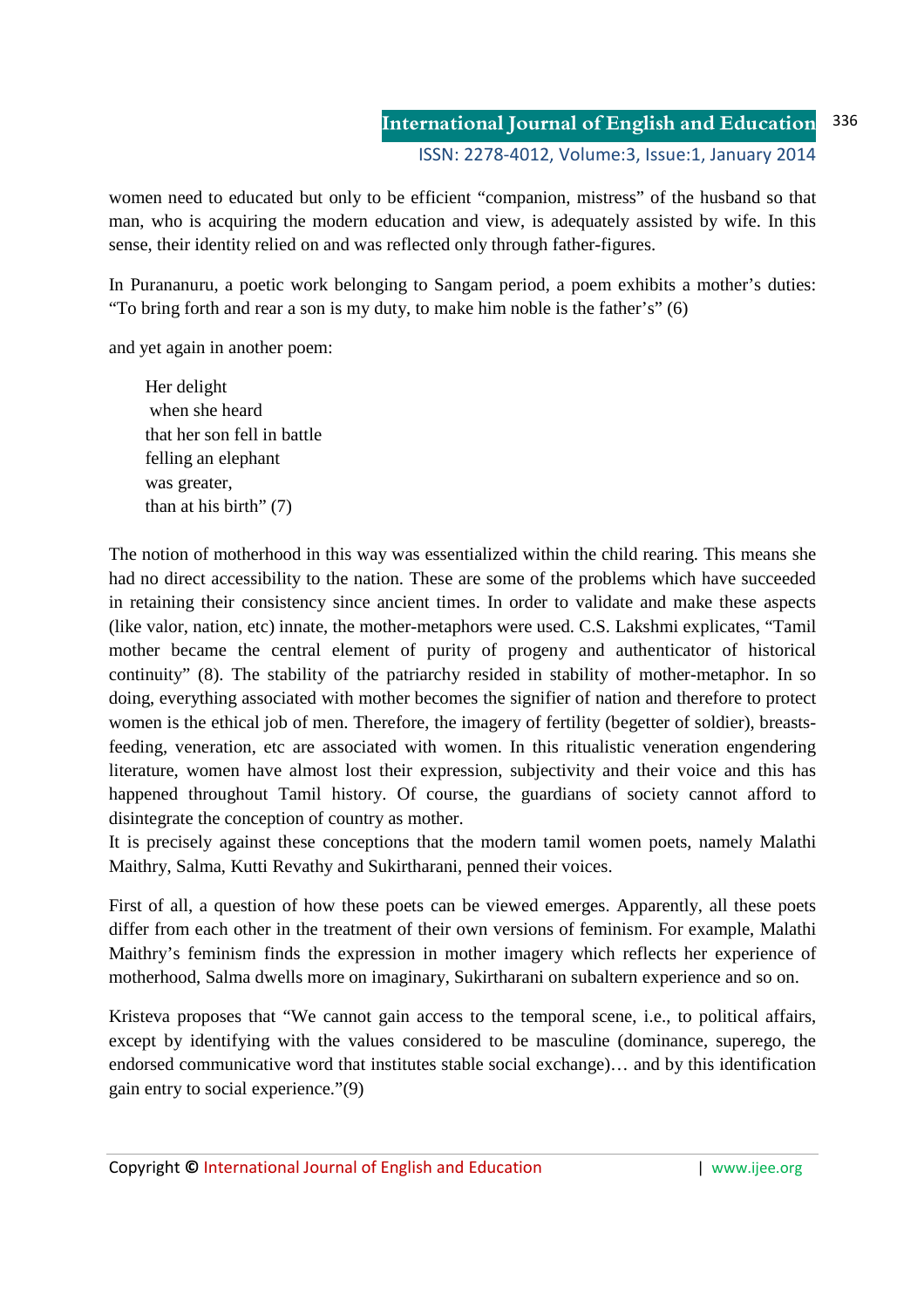women need to educated but only to be efficient “companion, mistress” of the husband so that man, who is acquiring the modern education and view, is adequately assisted by wife. In this sense, their identity relied on and was reflected only through father-figures.

In Purananuru, a poetic work belonging to Sangam period, a poem exhibits a mother’s duties: “To bring forth and rear a son is my duty, to make him noble is the father’s” (6)

and yet again in another poem:

> Her delight  
> when she heard  
> that her son fell in battle  
> felling an elephant  
> was greater,  
> than at his birth” (7)

The notion of motherhood in this way was essentialized within the child rearing. This means she had no direct accessibility to the nation. These are some of the problems which have succeeded in retaining their consistency since ancient times. In order to validate and make these aspects (like valor, nation, etc) innate, the mother-metaphors were used. C.S. Lakshmi explicates, “Tamil mother became the central element of purity of progeny and authenticator of historical continuity” (8). The stability of the patriarchy resided in stability of mother-metaphor. In so doing, everything associated with mother becomes the signifier of nation and therefore to protect women is the ethical job of men. Therefore, the imagery of fertility (begetter of soldier), breasts-feeding, veneration, etc are associated with women. In this ritualistic veneration engendering literature, women have almost lost their expression, subjectivity and their voice and this has happened throughout Tamil history. Of course, the guardians of society cannot afford to disintegrate the conception of country as mother.

It is precisely against these conceptions that the modern tamil women poets, namely Malathi Maithry, Salma, Kutti Revathy and Sukirtharani, penned their voices.

First of all, a question of how these poets can be viewed emerges. Apparently, all these poets differ from each other in the treatment of their own versions of feminism. For example, Malathi Maithry’s feminism finds the expression in mother imagery which reflects her experience of motherhood, Salma dwells more on imaginary, Sukirtharani on subaltern experience and so on.

Kristeva proposes that “We cannot gain access to the temporal scene, i.e., to political affairs, except by identifying with the values considered to be masculine (dominance, superego, the endorsed communicative word that institutes stable social exchange)… and by this identification gain entry to social experience.”(9)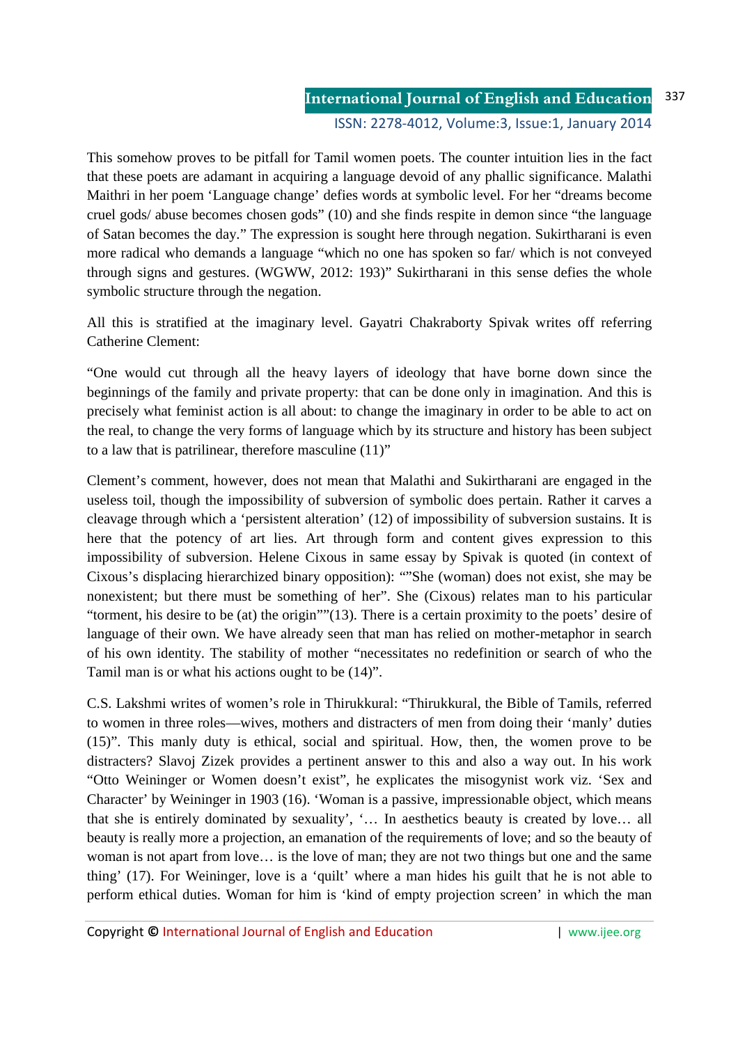This somehow proves to be pitfall for Tamil women poets. The counter intuition lies in the fact that these poets are adamant in acquiring a language devoid of any phallic significance. Malathi Maithri in her poem 'Language change' defies words at symbolic level. For her "dreams become cruel gods/ abuse becomes chosen gods" (10) and she finds respite in demon since "the language of Satan becomes the day." The expression is sought here through negation. Sukirtharani is even more radical who demands a language "which no one has spoken so far/ which is not conveyed through signs and gestures. (WGWW, 2012: 193)" Sukirtharani in this sense defies the whole symbolic structure through the negation.

All this is stratified at the imaginary level. Gayatri Chakraborty Spivak writes off referring Catherine Clement:

"One would cut through all the heavy layers of ideology that have borne down since the beginnings of the family and private property: that can be done only in imagination. And this is precisely what feminist action is all about: to change the imaginary in order to be able to act on the real, to change the very forms of language which by its structure and history has been subject to a law that is patrilinear, therefore masculine (11)"

Clement's comment, however, does not mean that Malathi and Sukirtharani are engaged in the useless toil, though the impossibility of subversion of symbolic does pertain. Rather it carves a cleavage through which a 'persistent alteration' (12) of impossibility of subversion sustains. It is here that the potency of art lies. Art through form and content gives expression to this impossibility of subversion. Helene Cixous in same essay by Spivak is quoted (in context of Cixous's displacing hierarchized binary opposition): ""She (woman) does not exist, she may be nonexistent; but there must be something of her". She (Cixous) relates man to his particular "torment, his desire to be (at) the origin""(13). There is a certain proximity to the poets' desire of language of their own. We have already seen that man has relied on mother-metaphor in search of his own identity. The stability of mother "necessitates no redefinition or search of who the Tamil man is or what his actions ought to be (14)".

C.S. Lakshmi writes of women's role in Thirukkural: "Thirukkural, the Bible of Tamils, referred to women in three roles—wives, mothers and distracters of men from doing their 'manly' duties (15)". This manly duty is ethical, social and spiritual. How, then, the women prove to be distracters? Slavoj Zizek provides a pertinent answer to this and also a way out. In his work "Otto Weininger or Women doesn't exist", he explicates the misogynist work viz. 'Sex and Character' by Weininger in 1903 (16). 'Woman is a passive, impressionable object, which means that she is entirely dominated by sexuality', '… In aesthetics beauty is created by love… all beauty is really more a projection, an emanation of the requirements of love; and so the beauty of woman is not apart from love… is the love of man; they are not two things but one and the same thing' (17). For Weininger, love is a 'quilt' where a man hides his guilt that he is not able to perform ethical duties. Woman for him is 'kind of empty projection screen' in which the man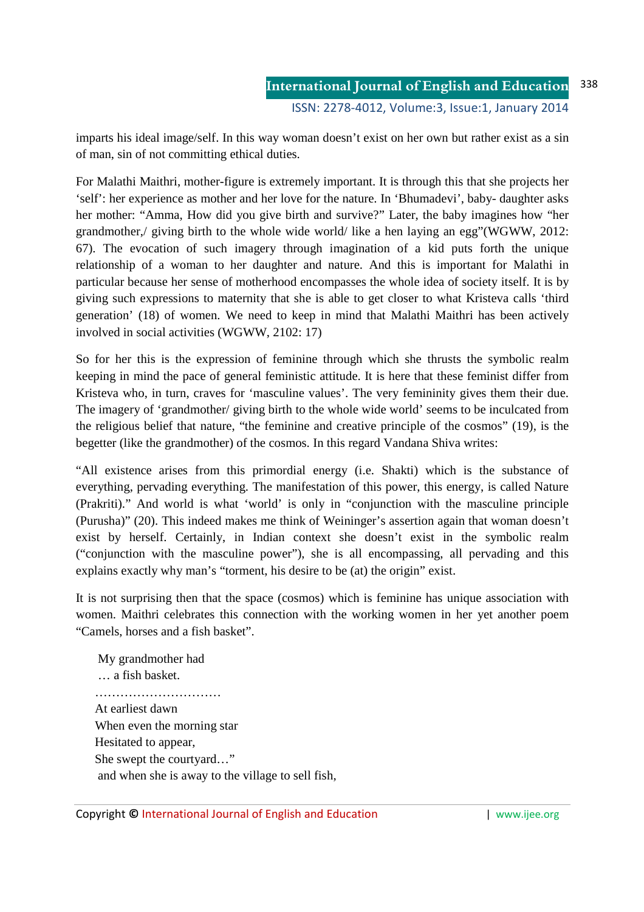imparts his ideal image/self. In this way woman doesn't exist on her own but rather exist as a sin of man, sin of not committing ethical duties.

For Malathi Maithri, mother-figure is extremely important. It is through this that she projects her 'self': her experience as mother and her love for the nature. In 'Bhumadevi', baby- daughter asks her mother: "Amma, How did you give birth and survive?" Later, the baby imagines how "her grandmother,/ giving birth to the whole wide world/ like a hen laying an egg"(WGWW, 2012: 67). The evocation of such imagery through imagination of a kid puts forth the unique relationship of a woman to her daughter and nature. And this is important for Malathi in particular because her sense of motherhood encompasses the whole idea of society itself. It is by giving such expressions to maternity that she is able to get closer to what Kristeva calls 'third generation' (18) of women. We need to keep in mind that Malathi Maithri has been actively involved in social activities (WGWW, 2102: 17)

So for her this is the expression of feminine through which she thrusts the symbolic realm keeping in mind the pace of general feministic attitude. It is here that these feminist differ from Kristeva who, in turn, craves for 'masculine values'. The very femininity gives them their due. The imagery of 'grandmother/ giving birth to the whole wide world' seems to be inculcated from the religious belief that nature, "the feminine and creative principle of the cosmos" (19), is the begetter (like the grandmother) of the cosmos. In this regard Vandana Shiva writes:

"All existence arises from this primordial energy (i.e. Shakti) which is the substance of everything, pervading everything. The manifestation of this power, this energy, is called Nature (Prakriti)." And world is what 'world' is only in "conjunction with the masculine principle (Purusha)" (20). This indeed makes me think of Weininger's assertion again that woman doesn't exist by herself. Certainly, in Indian context she doesn't exist in the symbolic realm ("conjunction with the masculine power"), she is all encompassing, all pervading and this explains exactly why man's "torment, his desire to be (at) the origin" exist.

It is not surprising then that the space (cosmos) which is feminine has unique association with women. Maithri celebrates this connection with the working women in her yet another poem "Camels, horses and a fish basket".

My grandmother had  
… a fish basket.  
…………………………  
At earliest dawn  
When even the morning star  
Hesitated to appear,  
She swept the courtyard…"  
and when she is away to the village to sell fish,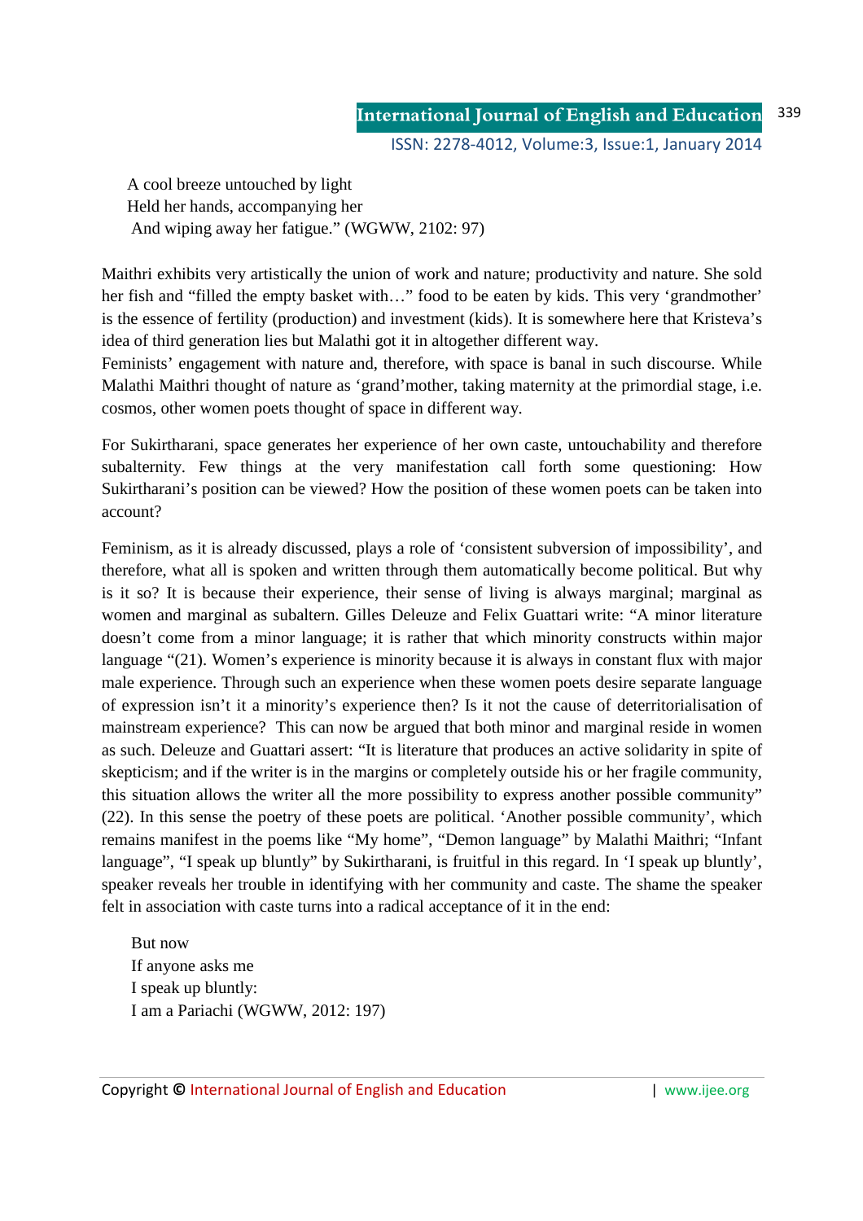A cool breeze untouched by light  
Held her hands, accompanying her  
And wiping away her fatigue." (WGWW, 2102: 97)

Maithri exhibits very artistically the union of work and nature; productivity and nature. She sold her fish and "filled the empty basket with…" food to be eaten by kids. This very 'grandmother' is the essence of fertility (production) and investment (kids). It is somewhere here that Kristeva's idea of third generation lies but Malathi got it in altogether different way.

Feminists' engagement with nature and, therefore, with space is banal in such discourse. While Malathi Maithri thought of nature as 'grand'mother, taking maternity at the primordial stage, i.e. cosmos, other women poets thought of space in different way.

For Sukirtharani, space generates her experience of her own caste, untouchability and therefore subalternity. Few things at the very manifestation call forth some questioning: How Sukirtharani's position can be viewed? How the position of these women poets can be taken into account?

Feminism, as it is already discussed, plays a role of 'consistent subversion of impossibility', and therefore, what all is spoken and written through them automatically become political. But why is it so? It is because their experience, their sense of living is always marginal; marginal as women and marginal as subaltern. Gilles Deleuze and Felix Guattari write: "A minor literature doesn't come from a minor language; it is rather that which minority constructs within major language "(21). Women's experience is minority because it is always in constant flux with major male experience. Through such an experience when these women poets desire separate language of expression isn't it a minority's experience then? Is it not the cause of deterritorialisation of mainstream experience? This can now be argued that both minor and marginal reside in women as such. Deleuze and Guattari assert: "It is literature that produces an active solidarity in spite of skepticism; and if the writer is in the margins or completely outside his or her fragile community, this situation allows the writer all the more possibility to express another possible community" (22). In this sense the poetry of these poets are political. 'Another possible community', which remains manifest in the poems like "My home", "Demon language" by Malathi Maithri; "Infant language", "I speak up bluntly" by Sukirtharani, is fruitful in this regard. In 'I speak up bluntly', speaker reveals her trouble in identifying with her community and caste. The shame the speaker felt in association with caste turns into a radical acceptance of it in the end:

But now  
If anyone asks me  
I speak up bluntly:  
I am a Pariachi (WGWW, 2012: 197)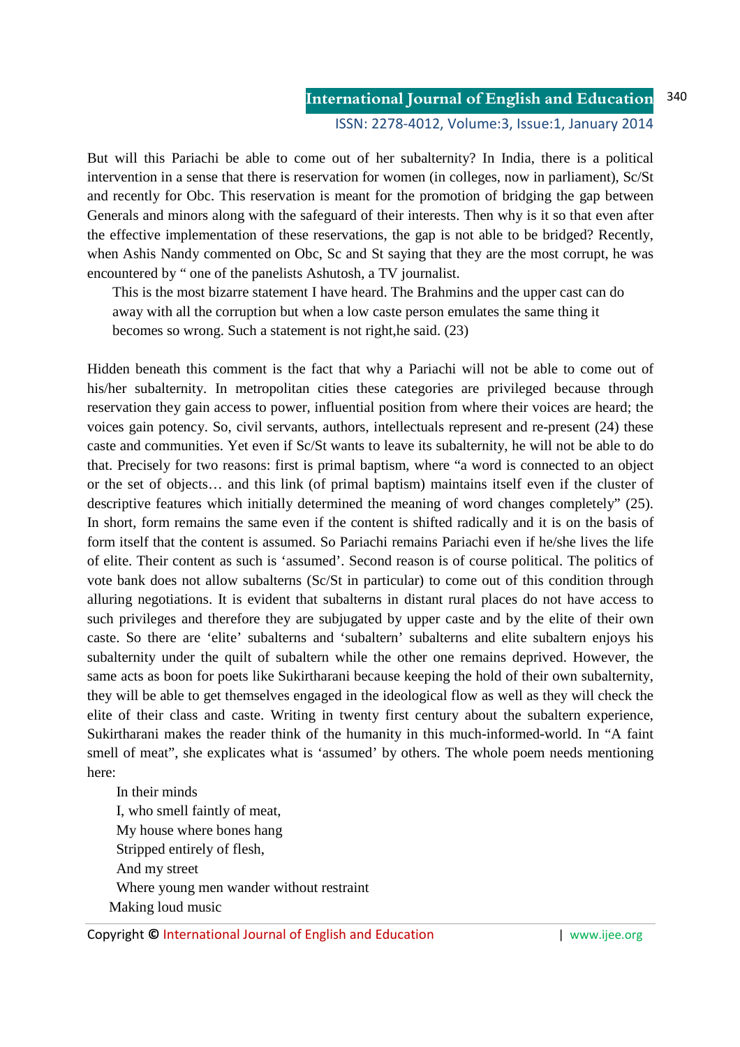But will this Pariachi be able to come out of her subalternity? In India, there is a political intervention in a sense that there is reservation for women (in colleges, now in parliament), Sc/St and recently for Obc. This reservation is meant for the promotion of bridging the gap between Generals and minors along with the safeguard of their interests. Then why is it so that even after the effective implementation of these reservations, the gap is not able to be bridged? Recently, when Ashis Nandy commented on Obc, Sc and St saying that they are the most corrupt, he was encountered by " one of the panelists Ashutosh, a TV journalist.

> This is the most bizarre statement I have heard. The Brahmins and the upper cast can do away with all the corruption but when a low caste person emulates the same thing it becomes so wrong. Such a statement is not right,he said. (23)

Hidden beneath this comment is the fact that why a Pariachi will not be able to come out of his/her subalternity. In metropolitan cities these categories are privileged because through reservation they gain access to power, influential position from where their voices are heard; the voices gain potency. So, civil servants, authors, intellectuals represent and re-present (24) these caste and communities. Yet even if Sc/St wants to leave its subalternity, he will not be able to do that. Precisely for two reasons: first is primal baptism, where "a word is connected to an object or the set of objects… and this link (of primal baptism) maintains itself even if the cluster of descriptive features which initially determined the meaning of word changes completely" (25). In short, form remains the same even if the content is shifted radically and it is on the basis of form itself that the content is assumed. So Pariachi remains Pariachi even if he/she lives the life of elite. Their content as such is 'assumed'. Second reason is of course political. The politics of vote bank does not allow subalterns (Sc/St in particular) to come out of this condition through alluring negotiations. It is evident that subalterns in distant rural places do not have access to such privileges and therefore they are subjugated by upper caste and by the elite of their own caste. So there are 'elite' subalterns and 'subaltern' subalterns and elite subaltern enjoys his subalternity under the quilt of subaltern while the other one remains deprived. However, the same acts as boon for poets like Sukirtharani because keeping the hold of their own subalternity, they will be able to get themselves engaged in the ideological flow as well as they will check the elite of their class and caste. Writing in twenty first century about the subaltern experience, Sukirtharani makes the reader think of the humanity in this much-informed-world. In "A faint smell of meat", she explicates what is 'assumed' by others. The whole poem needs mentioning here:

> In their minds
> I, who smell faintly of meat,
> My house where bones hang
> Stripped entirely of flesh,
> And my street
> Where young men wander without restraint
> Making loud music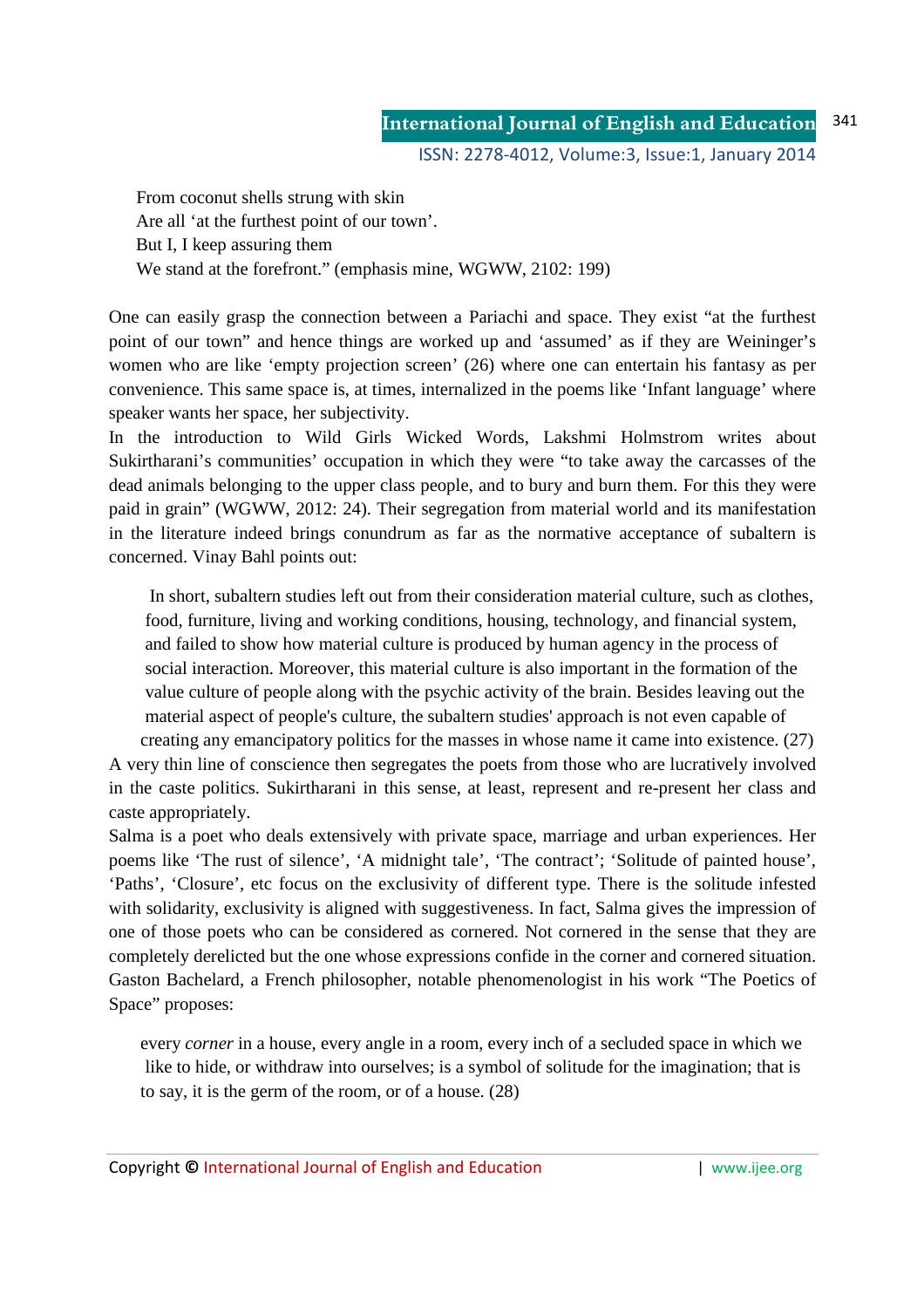> From coconut shells strung with skin
> Are all 'at the furthest point of our town'.
> But I, I keep assuring them
> We stand at the forefront." (emphasis mine, WGWW, 2102: 199)

One can easily grasp the connection between a Pariachi and space. They exist "at the furthest point of our town" and hence things are worked up and 'assumed' as if they are Weininger's women who are like 'empty projection screen' (26) where one can entertain his fantasy as per convenience. This same space is, at times, internalized in the poems like 'Infant language' where speaker wants her space, her subjectivity.

In the introduction to Wild Girls Wicked Words, Lakshmi Holmstrom writes about Sukirtharani's communities' occupation in which they were "to take away the carcasses of the dead animals belonging to the upper class people, and to bury and burn them. For this they were paid in grain" (WGWW, 2012: 24). Their segregation from material world and its manifestation in the literature indeed brings conundrum as far as the normative acceptance of subaltern is concerned. Vinay Bahl points out:

> In short, subaltern studies left out from their consideration material culture, such as clothes, food, furniture, living and working conditions, housing, technology, and financial system, and failed to show how material culture is produced by human agency in the process of social interaction. Moreover, this material culture is also important in the formation of the value culture of people along with the psychic activity of the brain. Besides leaving out the material aspect of people's culture, the subaltern studies' approach is not even capable of creating any emancipatory politics for the masses in whose name it came into existence. (27)

A very thin line of conscience then segregates the poets from those who are lucratively involved in the caste politics. Sukirtharani in this sense, at least, represent and re-present her class and caste appropriately.

Salma is a poet who deals extensively with private space, marriage and urban experiences. Her poems like 'The rust of silence', 'A midnight tale', 'The contract'; 'Solitude of painted house', 'Paths', 'Closure', etc focus on the exclusivity of different type. There is the solitude infested with solidarity, exclusivity is aligned with suggestiveness. In fact, Salma gives the impression of one of those poets who can be considered as cornered. Not cornered in the sense that they are completely derelicted but the one whose expressions confide in the corner and cornered situation. Gaston Bachelard, a French philosopher, notable phenomenologist in his work "The Poetics of Space" proposes:

> every *corner* in a house, every angle in a room, every inch of a secluded space in which we like to hide, or withdraw into ourselves; is a symbol of solitude for the imagination; that is to say, it is the germ of the room, or of a house. (28)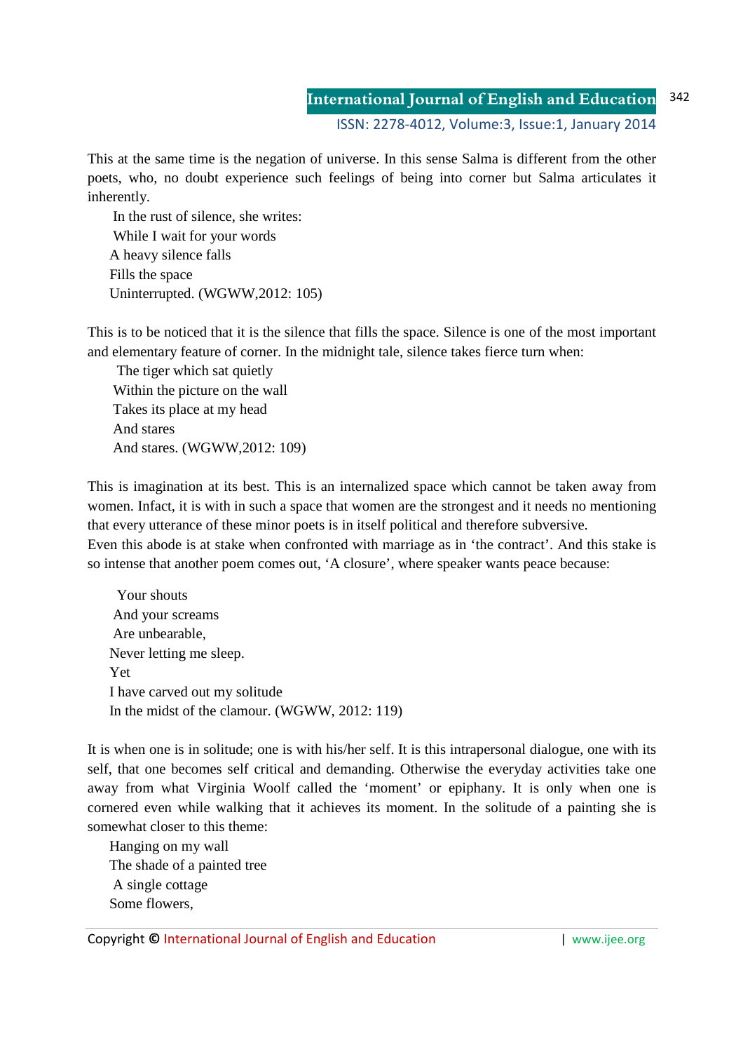This at the same time is the negation of universe. In this sense Salma is different from the other poets, who, no doubt experience such feelings of being into corner but Salma articulates it inherently.

In the rust of silence, she writes:

While I wait for your words  
A heavy silence falls  
Fills the space  
Uninterrupted. (WGWW,2012: 105)

This is to be noticed that it is the silence that fills the space. Silence is one of the most important and elementary feature of corner. In the midnight tale, silence takes fierce turn when:

The tiger which sat quietly  
Within the picture on the wall  
Takes its place at my head  
And stares  
And stares. (WGWW,2012: 109)

This is imagination at its best. This is an internalized space which cannot be taken away from women. Infact, it is with in such a space that women are the strongest and it needs no mentioning that every utterance of these minor poets is in itself political and therefore subversive.

Even this abode is at stake when confronted with marriage as in 'the contract'. And this stake is so intense that another poem comes out, 'A closure', where speaker wants peace because:

Your shouts  
And your screams  
Are unbearable,  
Never letting me sleep.  
Yet  
I have carved out my solitude  
In the midst of the clamour. (WGWW, 2012: 119)

It is when one is in solitude; one is with his/her self. It is this intrapersonal dialogue, one with its self, that one becomes self critical and demanding. Otherwise the everyday activities take one away from what Virginia Woolf called the 'moment' or epiphany. It is only when one is cornered even while walking that it achieves its moment. In the solitude of a painting she is somewhat closer to this theme:

Hanging on my wall  
The shade of a painted tree  
A single cottage  
Some flowers,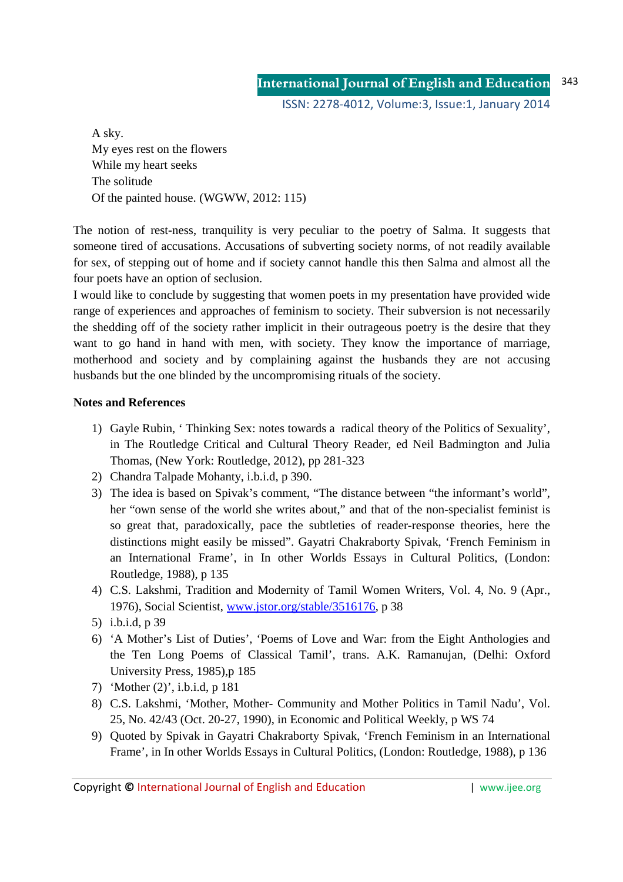A sky.
My eyes rest on the flowers
While my heart seeks
The solitude
Of the painted house. (WGWW, 2012: 115)

The notion of rest-ness, tranquility is very peculiar to the poetry of Salma. It suggests that someone tired of accusations. Accusations of subverting society norms, of not readily available for sex, of stepping out of home and if society cannot handle this then Salma and almost all the four poets have an option of seclusion.

I would like to conclude by suggesting that women poets in my presentation have provided wide range of experiences and approaches of feminism to society. Their subversion is not necessarily the shedding off of the society rather implicit in their outrageous poetry is the desire that they want to go hand in hand with men, with society. They know the importance of marriage, motherhood and society and by complaining against the husbands they are not accusing husbands but the one blinded by the uncompromising rituals of the society.

**Notes and References**

1) Gayle Rubin, ' Thinking Sex: notes towards a radical theory of the Politics of Sexuality', in The Routledge Critical and Cultural Theory Reader, ed Neil Badmington and Julia Thomas, (New York: Routledge, 2012), pp 281-323
2) Chandra Talpade Mohanty, i.b.i.d, p 390.
3) The idea is based on Spivak's comment, "The distance between "the informant's world", her "own sense of the world she writes about," and that of the non-specialist feminist is so great that, paradoxically, pace the subtleties of reader-response theories, here the distinctions might easily be missed". Gayatri Chakraborty Spivak, 'French Feminism in an International Frame', in In other Worlds Essays in Cultural Politics, (London: Routledge, 1988), p 135
4) C.S. Lakshmi, Tradition and Modernity of Tamil Women Writers, Vol. 4, No. 9 (Apr., 1976), Social Scientist, www.jstor.org/stable/3516176, p 38
5) i.b.i.d, p 39
6) 'A Mother's List of Duties', 'Poems of Love and War: from the Eight Anthologies and the Ten Long Poems of Classical Tamil', trans. A.K. Ramanujan, (Delhi: Oxford University Press, 1985),p 185
7) 'Mother (2)', i.b.i.d, p 181
8) C.S. Lakshmi, 'Mother, Mother- Community and Mother Politics in Tamil Nadu', Vol. 25, No. 42/43 (Oct. 20-27, 1990), in Economic and Political Weekly, p WS 74
9) Quoted by Spivak in Gayatri Chakraborty Spivak, 'French Feminism in an International Frame', in In other Worlds Essays in Cultural Politics, (London: Routledge, 1988), p 136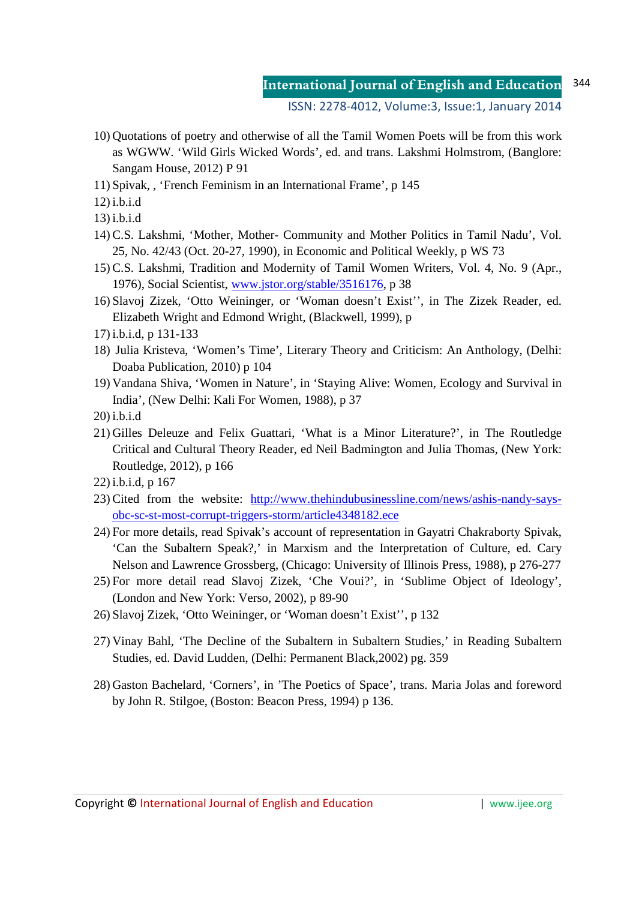10) Quotations of poetry and otherwise of all the Tamil Women Poets will be from this work as WGWW. 'Wild Girls Wicked Words', ed. and trans. Lakshmi Holmstrom, (Banglore: Sangam House, 2012) P 91
11) Spivak, , 'French Feminism in an International Frame', p 145
12) i.b.i.d
13) i.b.i.d
14) C.S. Lakshmi, 'Mother, Mother- Community and Mother Politics in Tamil Nadu', Vol. 25, No. 42/43 (Oct. 20-27, 1990), in Economic and Political Weekly, p WS 73
15) C.S. Lakshmi, Tradition and Modernity of Tamil Women Writers, Vol. 4, No. 9 (Apr., 1976), Social Scientist, [www.jstor.org/stable/3516176](www.jstor.org/stable/3516176), p 38
16) Slavoj Zizek, 'Otto Weininger, or 'Woman doesn't Exist'', in The Zizek Reader, ed. Elizabeth Wright and Edmond Wright, (Blackwell, 1999), p
17) i.b.i.d, p 131-133
18) Julia Kristeva, 'Women's Time', Literary Theory and Criticism: An Anthology, (Delhi: Doaba Publication, 2010) p 104
19) Vandana Shiva, 'Women in Nature', in 'Staying Alive: Women, Ecology and Survival in India', (New Delhi: Kali For Women, 1988), p 37
20) i.b.i.d
21) Gilles Deleuze and Felix Guattari, 'What is a Minor Literature?', in The Routledge Critical and Cultural Theory Reader, ed Neil Badmington and Julia Thomas, (New York: Routledge, 2012), p 166
22) i.b.i.d, p 167
23) Cited from the website: [http://www.thehindubusinessline.com/news/ashis-nandy-says-obc-sc-st-most-corrupt-triggers-storm/article4348182.ece](http://www.thehindubusinessline.com/news/ashis-nandy-says-obc-sc-st-most-corrupt-triggers-storm/article4348182.ece)
24) For more details, read Spivak's account of representation in Gayatri Chakraborty Spivak, 'Can the Subaltern Speak?,' in Marxism and the Interpretation of Culture, ed. Cary Nelson and Lawrence Grossberg, (Chicago: University of Illinois Press, 1988), p 276-277
25) For more detail read Slavoj Zizek, 'Che Voui?', in 'Sublime Object of Ideology', (London and New York: Verso, 2002), p 89-90
26) Slavoj Zizek, 'Otto Weininger, or 'Woman doesn't Exist'', p 132
27) Vinay Bahl, 'The Decline of the Subaltern in Subaltern Studies,' in Reading Subaltern Studies, ed. David Ludden, (Delhi: Permanent Black,2002) pg. 359
28) Gaston Bachelard, 'Corners', in 'The Poetics of Space', trans. Maria Jolas and foreword by John R. Stilgoe, (Boston: Beacon Press, 1994) p 136.